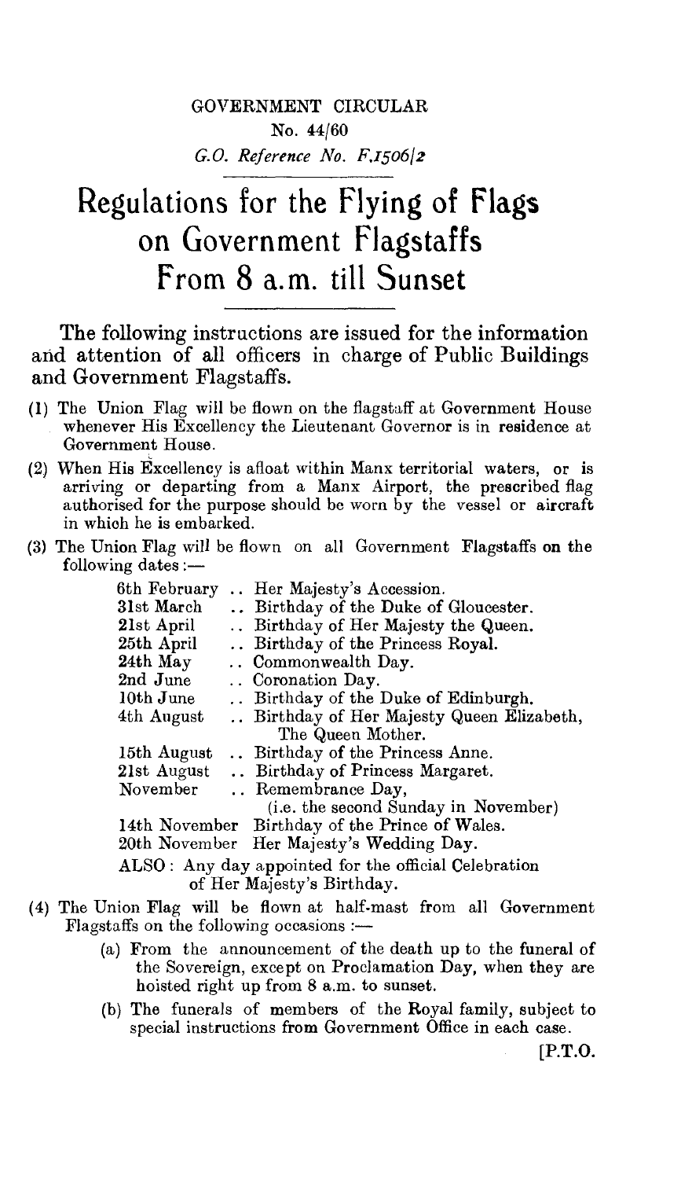GOVERNMENT CIRCULAR

No. 44/60

*G.O. Reference No. F.1506/2*

# Regulations for the Flying of Flags on Government Flagstaffs From 8 a.m. till Sunset

The following instructions are issued for the information and attention of all officers in charge of Public Buildings and Government Flagstaffs.

(1) The Union Flag will be flown on the flagstaff at Government House whenever His Excellency the Lieutenant Governor is in residence at Government House.

(2) When His Excellency is afloat within Manx territorial waters, or is arriving or departing from a Manx Airport, the prescribed flag authorised for the purpose should be worn by the vessel or aircraft in which he is embarked.

(3) The Union Flag will be flown on all Government Flagstaffs on the following dates :—

| | |
|---|---|
| 6th February | .. Her Majesty's Accession. |
| 31st March | .. Birthday of the Duke of Gloucester. |
| 21st April | .. Birthday of Her Majesty the Queen. |
| 25th April | .. Birthday of the Princess Royal. |
| 24th May | .. Commonwealth Day. |
| 2nd June | .. Coronation Day. |
| 10th June | .. Birthday of the Duke of Edinburgh. |
| 4th August | .. Birthday of Her Majesty Queen Elizabeth, The Queen Mother. |
| 15th August | .. Birthday of the Princess Anne. |
| 21st August | .. Birthday of Princess Margaret. |
| November | .. Remembrance Day, (i.e. the second Sunday in November) |
| 14th November | Birthday of the Prince of Wales. |
| 20th November | Her Majesty's Wedding Day. |

ALSO : Any day appointed for the official Celebration of Her Majesty's Birthday.

(4) The Union Flag will be flown at half-mast from all Government Flagstaffs on the following occasions :—

(a) From the announcement of the death up to the funeral of the Sovereign, except on Proclamation Day, when they are hoisted right up from 8 a.m. to sunset.

(b) The funerals of members of the Royal family, subject to special instructions from Government Office in each case.

[P.T.O.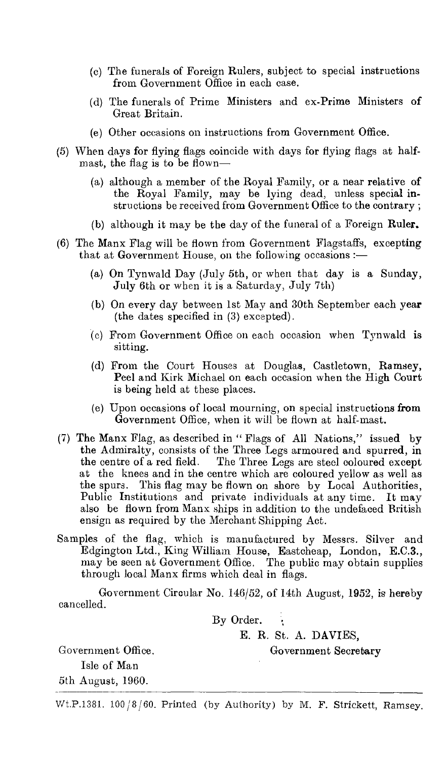(c) The funerals of Foreign Rulers, subject to special instructions from Government Office in each case.

(d) The funerals of Prime Ministers and ex-Prime Ministers of Great Britain.

(e) Other occasions on instructions from Government Office.

(5) When days for flying flags coincide with days for flying flags at half-mast, the flag is to be flown—

(a) although a member of the Royal Family, or a near relative of the Royal Family, may be lying dead, unless special instructions be received from Government Office to the contrary ;

(b) although it may be the day of the funeral of a Foreign Ruler.

(6) The Manx Flag will be flown from Government Flagstaffs, excepting that at Government House, on the following occasions :—

(a) On Tynwald Day (July 5th, or when that day is a Sunday, July 6th or when it is a Saturday, July 7th)

(b) On every day between 1st May and 30th September each year (the dates specified in (3) excepted).

(c) From Government Office on each occasion when Tynwald is sitting.

(d) From the Court Houses at Douglas, Castletown, Ramsey, Peel and Kirk Michael on each occasion when the High Court is being held at these places.

(e) Upon occasions of local mourning, on special instructions from Government Office, when it will be flown at half-mast.

(7) The Manx Flag, as described in "Flags of All Nations," issued by the Admiralty, consists of the Three Legs armoured and spurred, in the centre of a red field. The Three Legs are steel coloured except at the knees and in the centre which are coloured yellow as well as the spurs. This flag may be flown on shore by Local Authorities, Public Institutions and private individuals at any time. It may also be flown from Manx ships in addition to the undefaced British ensign as required by the Merchant Shipping Act.

Samples of the flag, which is manufactured by Messrs. Silver and Edgington Ltd., King William House, Eastcheap, London, E.C.3., may be seen at Government Office. The public may obtain supplies through local Manx firms which deal in flags.

Government Circular No. 146/52, of 14th August, 1952, is hereby cancelled.

By Order.

E. R. St. A. DAVIES,
Government Secretary

Government Office.
Isle of Man
5th August, 1960.

Wt.P.1381. 100/8/60. Printed (by Authority) by M. F. Strickett, Ramsey.